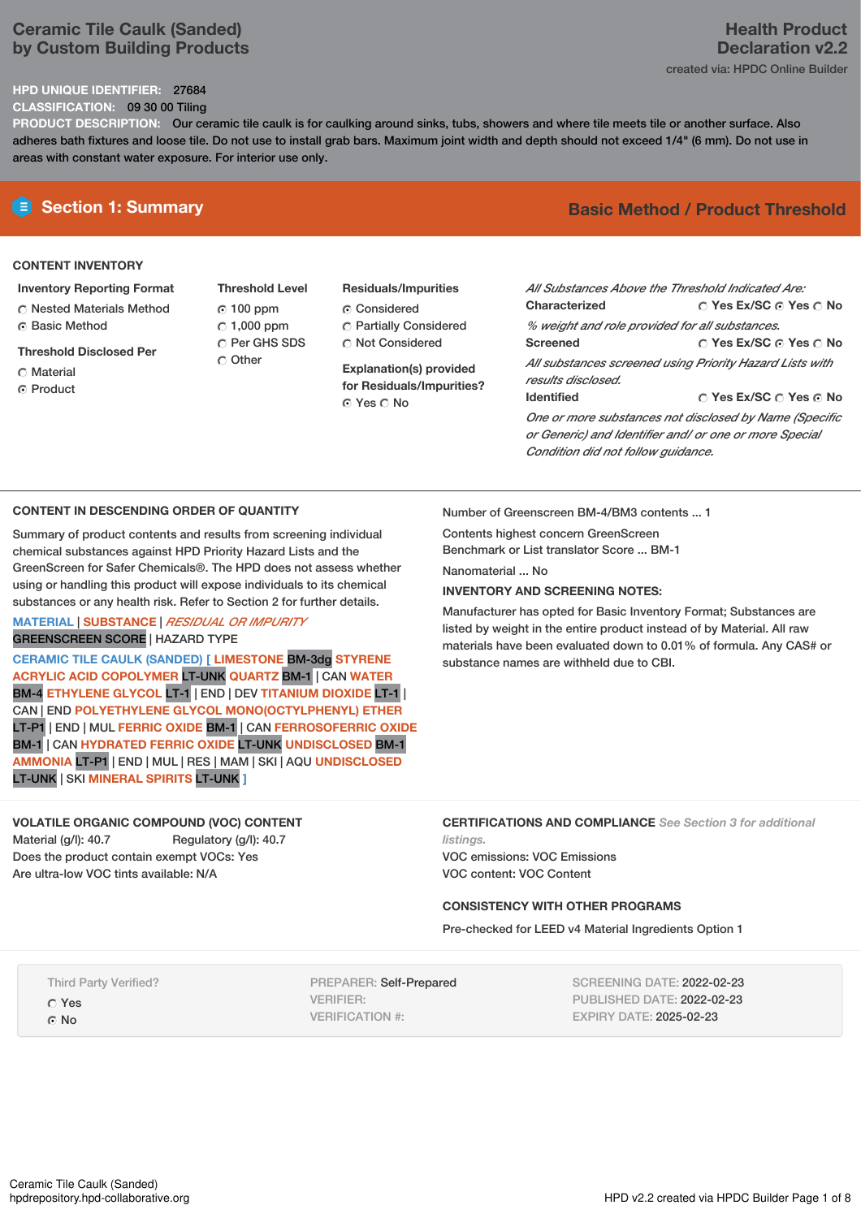# Ceramic Tile Caulk (Sanded) by Custom Building Products

**Health Product Declaration v2.2**

created via: HPDC Online Builder

**HPD UNIQUE IDENTIFIER:** 27684

**CLASSIFICATION:** 09 30 00 Tiling

**PRODUCT DESCRIPTION:** Our ceramic tile caulk is for caulking around sinks, tubs, showers and where tile meets tile or another surface. Also adheres bath fixtures and loose tile. Do not use to install grab bars. Maximum joint width and depth should not exceed 1/4" (6 mm). Do not use in areas with constant water exposure. For interior use only.

## Section 1: Summary

**Basic Method / Product Threshold**

### CONTENT INVENTORY

**Inventory Reporting Format**
- ○ Nested Materials Method
- ◉ Basic Method

**Threshold Disclosed Per**
- ○ Material
- ◉ Product

**Threshold Level**
- ◉ 100 ppm
- ○ 1,000 ppm
- ○ Per GHS SDS
- ○ Other

**Residuals/Impurities**
- ◉ Considered
- ○ Partially Considered
- ○ Not Considered

**Explanation(s) provided for Residuals/Impurities?**
◉ Yes ○ No

*All Substances Above the Threshold Indicated Are:*

**Characterized** ○ Yes Ex/SC ◉ Yes ○ No

*% weight and role provided for all substances.*

**Screened** ○ Yes Ex/SC ◉ Yes ○ No

*All substances screened using Priority Hazard Lists with results disclosed.*

**Identified** ○ Yes Ex/SC ○ Yes ◉ No

*One or more substances not disclosed by Name (Specific or Generic) and Identifier and/ or one or more Special Condition did not follow guidance.*

### CONTENT IN DESCENDING ORDER OF QUANTITY

Summary of product contents and results from screening individual chemical substances against HPD Priority Hazard Lists and the GreenScreen for Safer Chemicals®. The HPD does not assess whether using or handling this product will expose individuals to its chemical substances or any health risk. Refer to Section 2 for further details.

MATERIAL | SUBSTANCE | *RESIDUAL OR IMPURITY*
GREENSCREEN SCORE | HAZARD TYPE

CERAMIC TILE CAULK (SANDED) [ LIMESTONE BM-3dg STYRENE ACRYLIC ACID COPOLYMER LT-UNK QUARTZ BM-1 | CAN WATER BM-4 ETHYLENE GLYCOL LT-1 | END | DEV TITANIUM DIOXIDE LT-1 | CAN | END POLYETHYLENE GLYCOL MONO(OCTYLPHENYL) ETHER LT-P1 | END | MUL FERRIC OXIDE BM-1 | CAN FERROSOFERRIC OXIDE BM-1 | CAN HYDRATED FERRIC OXIDE LT-UNK UNDISCLOSED BM-1 AMMONIA LT-P1 | END | MUL | RES | MAM | SKI | AQU UNDISCLOSED LT-UNK | SKI MINERAL SPIRITS LT-UNK ]

Number of Greenscreen BM-4/BM3 contents ... 1

Contents highest concern GreenScreen Benchmark or List translator Score ... BM-1

Nanomaterial ... No

**INVENTORY AND SCREENING NOTES:**

Manufacturer has opted for Basic Inventory Format; Substances are listed by weight in the entire product instead of by Material. All raw materials have been evaluated down to 0.01% of formula. Any CAS# or substance names are withheld due to CBI.

### VOLATILE ORGANIC COMPOUND (VOC) CONTENT

Material (g/l): 40.7 Regulatory (g/l): 40.7

Does the product contain exempt VOCs: Yes

Are ultra-low VOC tints available: N/A

### CERTIFICATIONS AND COMPLIANCE *See Section 3 for additional listings.*

VOC emissions: VOC Emissions

VOC content: VOC Content

### CONSISTENCY WITH OTHER PROGRAMS

Pre-checked for LEED v4 Material Ingredients Option 1

Third Party Verified?
- ○ Yes
- ◉ No

PREPARER: Self-Prepared
VERIFIER:
VERIFICATION #:

SCREENING DATE: 2022-02-23
PUBLISHED DATE: 2022-02-23
EXPIRY DATE: 2025-02-23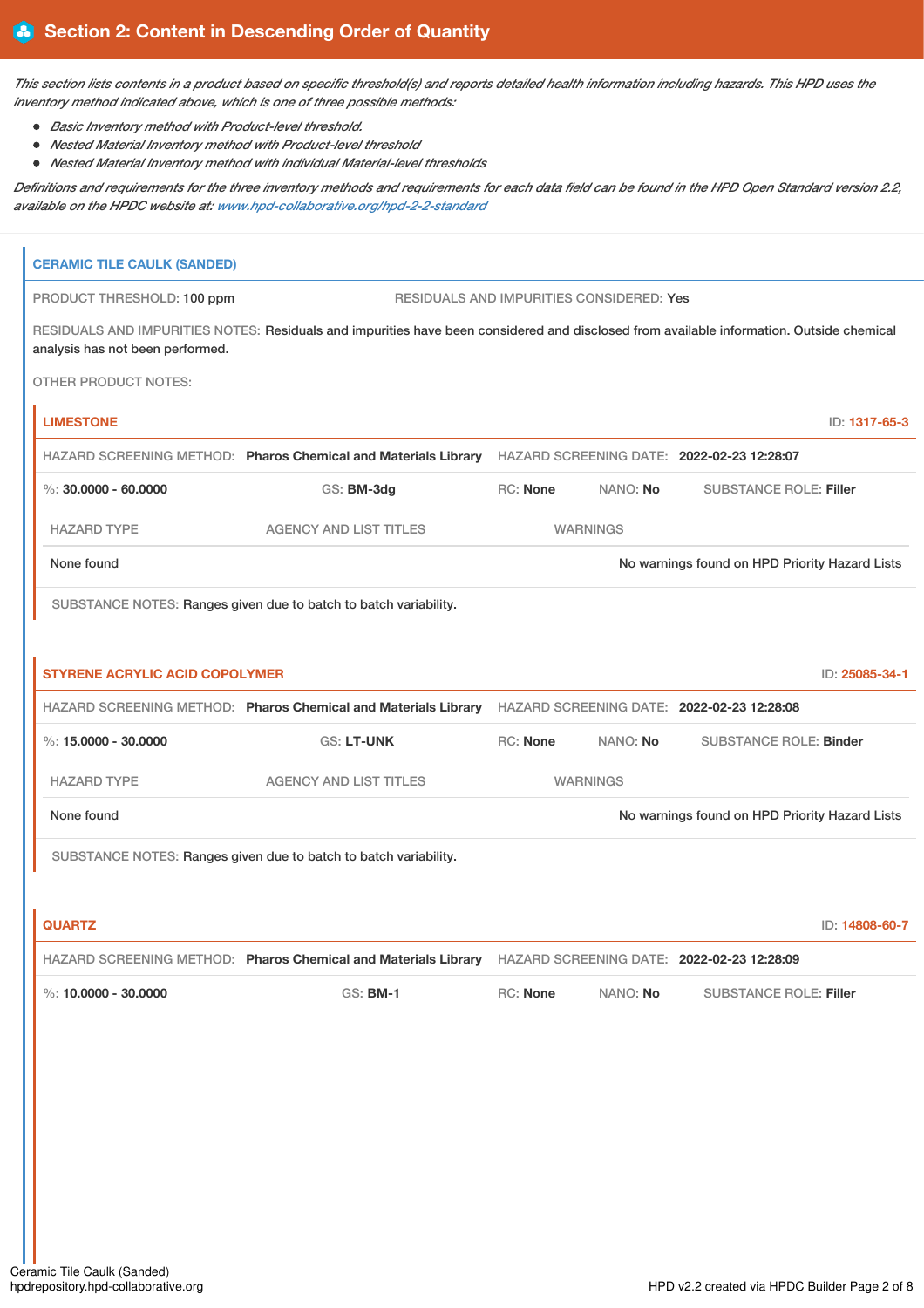## Section 2: Content in Descending Order of Quantity

*This section lists contents in a product based on specific threshold(s) and reports detailed health information including hazards. This HPD uses the inventory method indicated above, which is one of three possible methods:*

- *Basic Inventory method with Product-level threshold.*
- *Nested Material Inventory method with Product-level threshold*
- *Nested Material Inventory method with individual Material-level thresholds*

*Definitions and requirements for the three inventory methods and requirements for each data field can be found in the HPD Open Standard version 2.2, available on the HPDC website at: www.hpd-collaborative.org/hpd-2-2-standard*

### CERAMIC TILE CAULK (SANDED)

PRODUCT THRESHOLD: 100 ppm

RESIDUALS AND IMPURITIES CONSIDERED: Yes

RESIDUALS AND IMPURITIES NOTES: Residuals and impurities have been considered and disclosed from available information. Outside chemical analysis has not been performed.

OTHER PRODUCT NOTES:

#### LIMESTONE

ID: 1317-65-3

HAZARD SCREENING METHOD: **Pharos Chemical and Materials Library** HAZARD SCREENING DATE: **2022-02-23 12:28:07**

%: **30.0000 - 60.0000** GS: **BM-3dg** RC: **None** NANO: **No** SUBSTANCE ROLE: **Filler**

| HAZARD TYPE | AGENCY AND LIST TITLES | WARNINGS |
| --- | --- | --- |
| None found | | No warnings found on HPD Priority Hazard Lists |

SUBSTANCE NOTES: Ranges given due to batch to batch variability.

#### STYRENE ACRYLIC ACID COPOLYMER

ID: 25085-34-1

HAZARD SCREENING METHOD: **Pharos Chemical and Materials Library** HAZARD SCREENING DATE: **2022-02-23 12:28:08**

%: **15.0000 - 30.0000** GS: **LT-UNK** RC: **None** NANO: **No** SUBSTANCE ROLE: **Binder**

| HAZARD TYPE | AGENCY AND LIST TITLES | WARNINGS |
| --- | --- | --- |
| None found | | No warnings found on HPD Priority Hazard Lists |

SUBSTANCE NOTES: Ranges given due to batch to batch variability.

#### QUARTZ

ID: 14808-60-7

HAZARD SCREENING METHOD: **Pharos Chemical and Materials Library** HAZARD SCREENING DATE: **2022-02-23 12:28:09**

%: **10.0000 - 30.0000** GS: **BM-1** RC: **None** NANO: **No** SUBSTANCE ROLE: **Filler**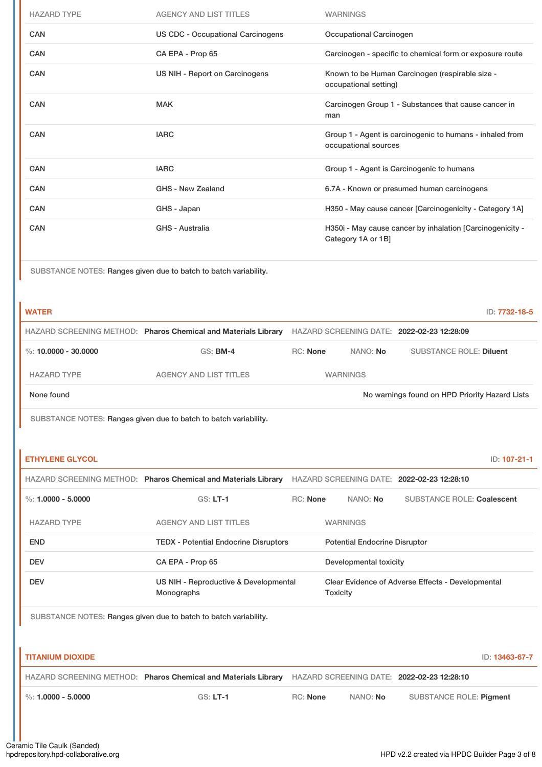| HAZARD TYPE | AGENCY AND LIST TITLES | WARNINGS |
|---|---|---|
| CAN | US CDC - Occupational Carcinogens | Occupational Carcinogen |
| CAN | CA EPA - Prop 65 | Carcinogen - specific to chemical form or exposure route |
| CAN | US NIH - Report on Carcinogens | Known to be Human Carcinogen (respirable size - occupational setting) |
| CAN | MAK | Carcinogen Group 1 - Substances that cause cancer in man |
| CAN | IARC | Group 1 - Agent is carcinogenic to humans - inhaled from occupational sources |
| CAN | IARC | Group 1 - Agent is Carcinogenic to humans |
| CAN | GHS - New Zealand | 6.7A - Known or presumed human carcinogens |
| CAN | GHS - Japan | H350 - May cause cancer [Carcinogenicity - Category 1A] |
| CAN | GHS - Australia | H350i - May cause cancer by inhalation [Carcinogenicity - Category 1A or 1B] |

SUBSTANCE NOTES: Ranges given due to batch to batch variability.

## WATER

ID: 7732-18-5

HAZARD SCREENING METHOD: **Pharos Chemical and Materials Library** HAZARD SCREENING DATE: **2022-02-23 12:28:09**

%: **10.0000 - 30.0000** GS: **BM-4** RC: **None** NANO: **No** SUBSTANCE ROLE: **Diluent**

| HAZARD TYPE | AGENCY AND LIST TITLES | WARNINGS |
|---|---|---|
| None found | | No warnings found on HPD Priority Hazard Lists |

SUBSTANCE NOTES: Ranges given due to batch to batch variability.

## ETHYLENE GLYCOL

ID: 107-21-1

HAZARD SCREENING METHOD: **Pharos Chemical and Materials Library** HAZARD SCREENING DATE: **2022-02-23 12:28:10**

%: **1.0000 - 5.0000** GS: **LT-1** RC: **None** NANO: **No** SUBSTANCE ROLE: **Coalescent**

| HAZARD TYPE | AGENCY AND LIST TITLES | WARNINGS |
|---|---|---|
| END | TEDX - Potential Endocrine Disruptors | Potential Endocrine Disruptor |
| DEV | CA EPA - Prop 65 | Developmental toxicity |
| DEV | US NIH - Reproductive & Developmental Monographs | Clear Evidence of Adverse Effects - Developmental Toxicity |

SUBSTANCE NOTES: Ranges given due to batch to batch variability.

## TITANIUM DIOXIDE

ID: 13463-67-7

HAZARD SCREENING METHOD: **Pharos Chemical and Materials Library** HAZARD SCREENING DATE: **2022-02-23 12:28:10**

%: **1.0000 - 5.0000** GS: **LT-1** RC: **None** NANO: **No** SUBSTANCE ROLE: **Pigment**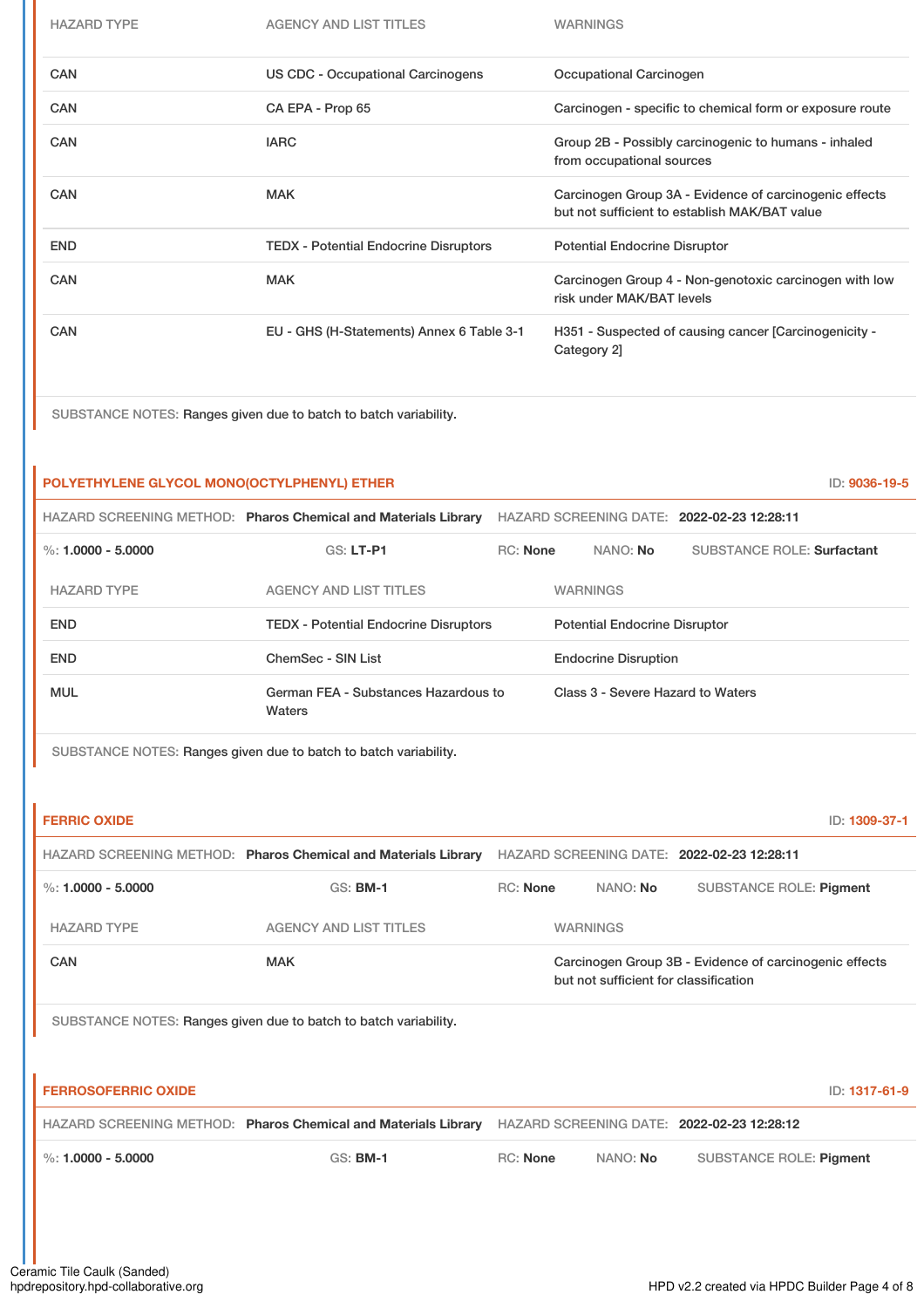| HAZARD TYPE | AGENCY AND LIST TITLES | WARNINGS |
| --- | --- | --- |
| CAN | US CDC - Occupational Carcinogens | Occupational Carcinogen |
| CAN | CA EPA - Prop 65 | Carcinogen - specific to chemical form or exposure route |
| CAN | IARC | Group 2B - Possibly carcinogenic to humans - inhaled from occupational sources |
| CAN | MAK | Carcinogen Group 3A - Evidence of carcinogenic effects but not sufficient to establish MAK/BAT value |
| END | TEDX - Potential Endocrine Disruptors | Potential Endocrine Disruptor |
| CAN | MAK | Carcinogen Group 4 - Non-genotoxic carcinogen with low risk under MAK/BAT levels |
| CAN | EU - GHS (H-Statements) Annex 6 Table 3-1 | H351 - Suspected of causing cancer [Carcinogenicity - Category 2] |

SUBSTANCE NOTES: Ranges given due to batch to batch variability.

## POLYETHYLENE GLYCOL MONO(OCTYLPHENYL) ETHER

ID: 9036-19-5

HAZARD SCREENING METHOD: **Pharos Chemical and Materials Library** HAZARD SCREENING DATE: **2022-02-23 12:28:11**

%: **1.0000 - 5.0000** GS: **LT-P1** RC: **None** NANO: **No** SUBSTANCE ROLE: **Surfactant**

| HAZARD TYPE | AGENCY AND LIST TITLES | WARNINGS |
| --- | --- | --- |
| END | TEDX - Potential Endocrine Disruptors | Potential Endocrine Disruptor |
| END | ChemSec - SIN List | Endocrine Disruption |
| MUL | German FEA - Substances Hazardous to Waters | Class 3 - Severe Hazard to Waters |

SUBSTANCE NOTES: Ranges given due to batch to batch variability.

## FERRIC OXIDE

ID: 1309-37-1

HAZARD SCREENING METHOD: **Pharos Chemical and Materials Library** HAZARD SCREENING DATE: **2022-02-23 12:28:11**

%: **1.0000 - 5.0000** GS: **BM-1** RC: **None** NANO: **No** SUBSTANCE ROLE: **Pigment**

| HAZARD TYPE | AGENCY AND LIST TITLES | WARNINGS |
| --- | --- | --- |
| CAN | MAK | Carcinogen Group 3B - Evidence of carcinogenic effects but not sufficient for classification |

SUBSTANCE NOTES: Ranges given due to batch to batch variability.

## FERROSOFERRIC OXIDE

ID: 1317-61-9

HAZARD SCREENING METHOD: **Pharos Chemical and Materials Library** HAZARD SCREENING DATE: **2022-02-23 12:28:12**

%: **1.0000 - 5.0000** GS: **BM-1** RC: **None** NANO: **No** SUBSTANCE ROLE: **Pigment**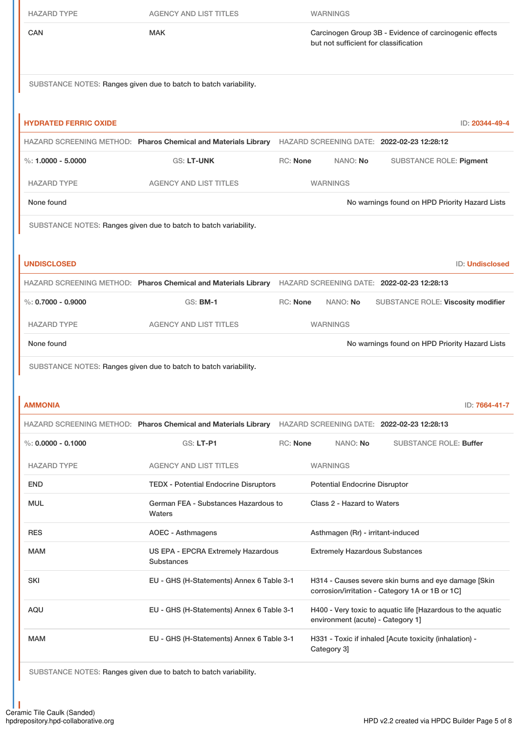| HAZARD TYPE | AGENCY AND LIST TITLES | WARNINGS |
|---|---|---|
| CAN | MAK | Carcinogen Group 3B - Evidence of carcinogenic effects but not sufficient for classification |

SUBSTANCE NOTES: Ranges given due to batch to batch variability.

### HYDRATED FERRIC OXIDE

ID: 20344-49-4

HAZARD SCREENING METHOD: **Pharos Chemical and Materials Library** HAZARD SCREENING DATE: **2022-02-23 12:28:12**

%: **1.0000 - 5.0000** GS: **LT-UNK** RC: **None** NANO: **No** SUBSTANCE ROLE: **Pigment**

| HAZARD TYPE | AGENCY AND LIST TITLES | WARNINGS |
|---|---|---|
| None found | | No warnings found on HPD Priority Hazard Lists |

SUBSTANCE NOTES: Ranges given due to batch to batch variability.

### UNDISCLOSED

ID: Undisclosed

HAZARD SCREENING METHOD: **Pharos Chemical and Materials Library** HAZARD SCREENING DATE: **2022-02-23 12:28:13**

%: **0.7000 - 0.9000** GS: **BM-1** RC: **None** NANO: **No** SUBSTANCE ROLE: **Viscosity modifier**

| HAZARD TYPE | AGENCY AND LIST TITLES | WARNINGS |
|---|---|---|
| None found | | No warnings found on HPD Priority Hazard Lists |

SUBSTANCE NOTES: Ranges given due to batch to batch variability.

### AMMONIA

ID: 7664-41-7

HAZARD SCREENING METHOD: **Pharos Chemical and Materials Library** HAZARD SCREENING DATE: **2022-02-23 12:28:13**

%: **0.0000 - 0.1000** GS: **LT-P1** RC: **None** NANO: **No** SUBSTANCE ROLE: **Buffer**

| HAZARD TYPE | AGENCY AND LIST TITLES | WARNINGS |
|---|---|---|
| END | TEDX - Potential Endocrine Disruptors | Potential Endocrine Disruptor |
| MUL | German FEA - Substances Hazardous to Waters | Class 2 - Hazard to Waters |
| RES | AOEC - Asthmagens | Asthmagen (Rr) - irritant-induced |
| MAM | US EPA - EPCRA Extremely Hazardous Substances | Extremely Hazardous Substances |
| SKI | EU - GHS (H-Statements) Annex 6 Table 3-1 | H314 - Causes severe skin burns and eye damage [Skin corrosion/irritation - Category 1A or 1B or 1C] |
| AQU | EU - GHS (H-Statements) Annex 6 Table 3-1 | H400 - Very toxic to aquatic life [Hazardous to the aquatic environment (acute) - Category 1] |
| MAM | EU - GHS (H-Statements) Annex 6 Table 3-1 | H331 - Toxic if inhaled [Acute toxicity (inhalation) - Category 3] |

SUBSTANCE NOTES: Ranges given due to batch to batch variability.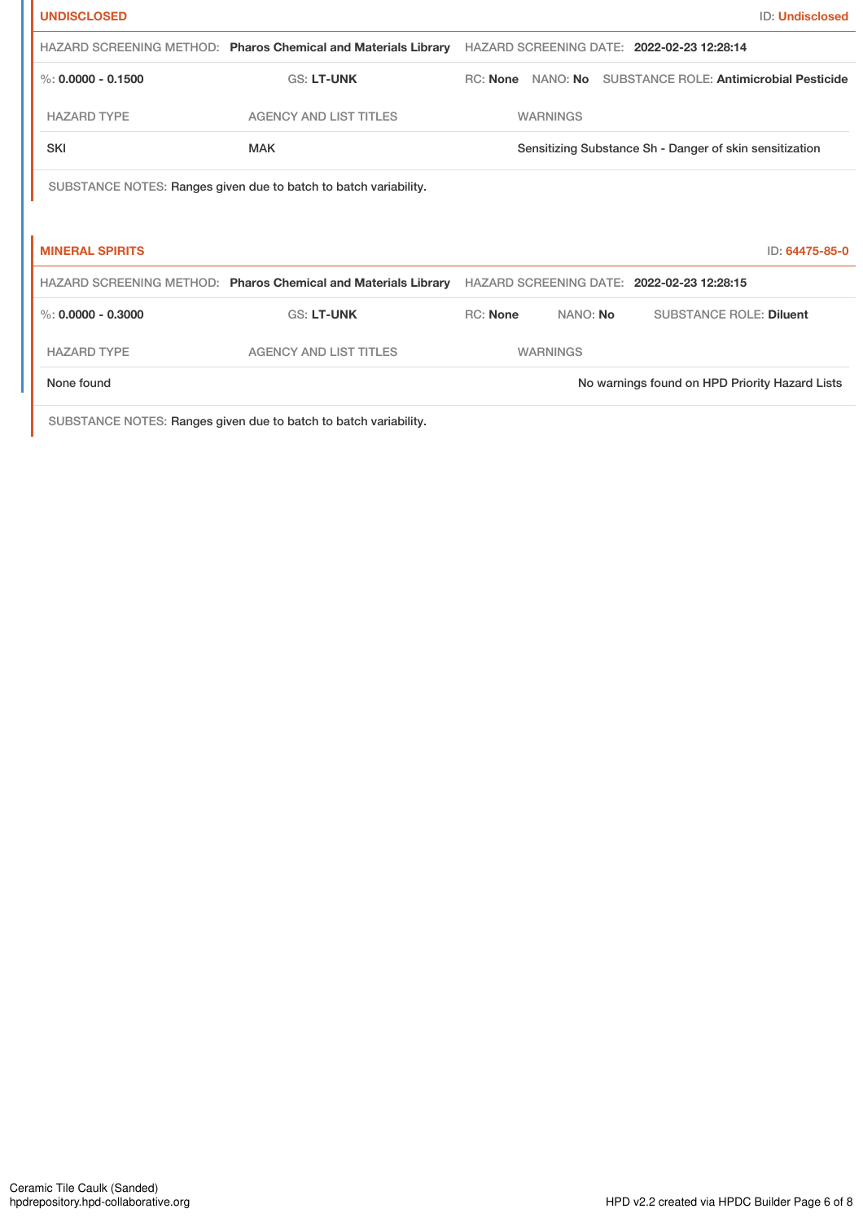**UNDISCLOSED** ID: **Undisclosed**

HAZARD SCREENING METHOD: **Pharos Chemical and Materials Library** HAZARD SCREENING DATE: **2022-02-23 12:28:14**

%: **0.0000 - 0.1500** GS: **LT-UNK** RC: **None** NANO: **No** SUBSTANCE ROLE: **Antimicrobial Pesticide**

| HAZARD TYPE | AGENCY AND LIST TITLES | WARNINGS |
|---|---|---|
| SKI | MAK | Sensitizing Substance Sh - Danger of skin sensitization |

SUBSTANCE NOTES: Ranges given due to batch to batch variability.

**MINERAL SPIRITS** ID: **64475-85-0**

HAZARD SCREENING METHOD: **Pharos Chemical and Materials Library** HAZARD SCREENING DATE: **2022-02-23 12:28:15**

%: **0.0000 - 0.3000** GS: **LT-UNK** RC: **None** NANO: **No** SUBSTANCE ROLE: **Diluent**

| HAZARD TYPE | AGENCY AND LIST TITLES | WARNINGS |
|---|---|---|
| None found | | No warnings found on HPD Priority Hazard Lists |

SUBSTANCE NOTES: Ranges given due to batch to batch variability.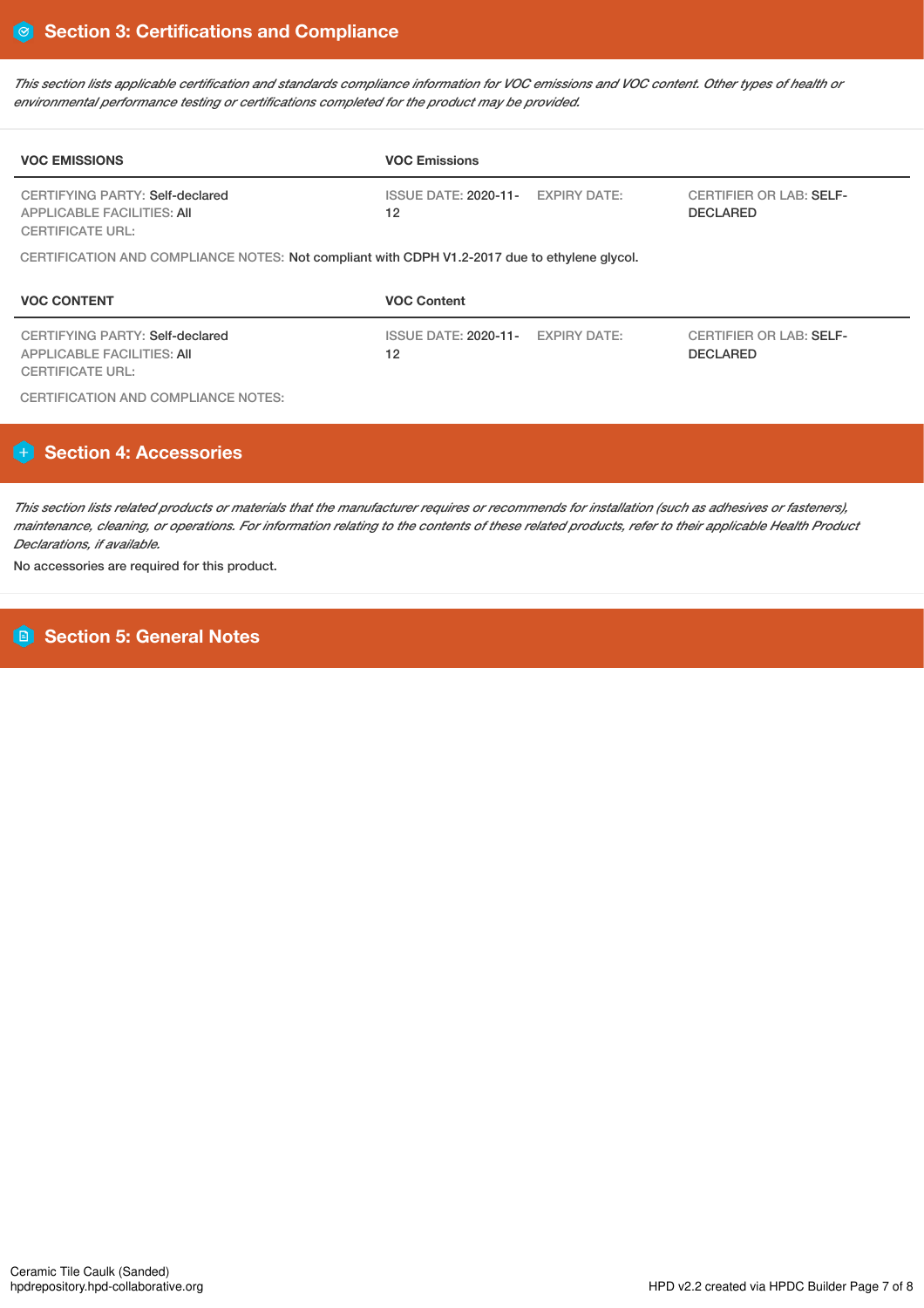## Section 3: Certifications and Compliance

*This section lists applicable certification and standards compliance information for VOC emissions and VOC content. Other types of health or environmental performance testing or certifications completed for the product may be provided.*

| VOC EMISSIONS | VOC Emissions | | |
|---|---|---|---|
| CERTIFYING PARTY: Self-declared<br>APPLICABLE FACILITIES: All<br>CERTIFICATE URL: | ISSUE DATE: 2020-11-12 | EXPIRY DATE: | CERTIFIER OR LAB: SELF-DECLARED |

CERTIFICATION AND COMPLIANCE NOTES: Not compliant with CDPH V1.2-2017 due to ethylene glycol.

| VOC CONTENT | VOC Content | | |
|---|---|---|---|
| CERTIFYING PARTY: Self-declared<br>APPLICABLE FACILITIES: All<br>CERTIFICATE URL: | ISSUE DATE: 2020-11-12 | EXPIRY DATE: | CERTIFIER OR LAB: SELF-DECLARED |

CERTIFICATION AND COMPLIANCE NOTES:

## Section 4: Accessories

*This section lists related products or materials that the manufacturer requires or recommends for installation (such as adhesives or fasteners), maintenance, cleaning, or operations. For information relating to the contents of these related products, refer to their applicable Health Product Declarations, if available.*

No accessories are required for this product.

## Section 5: General Notes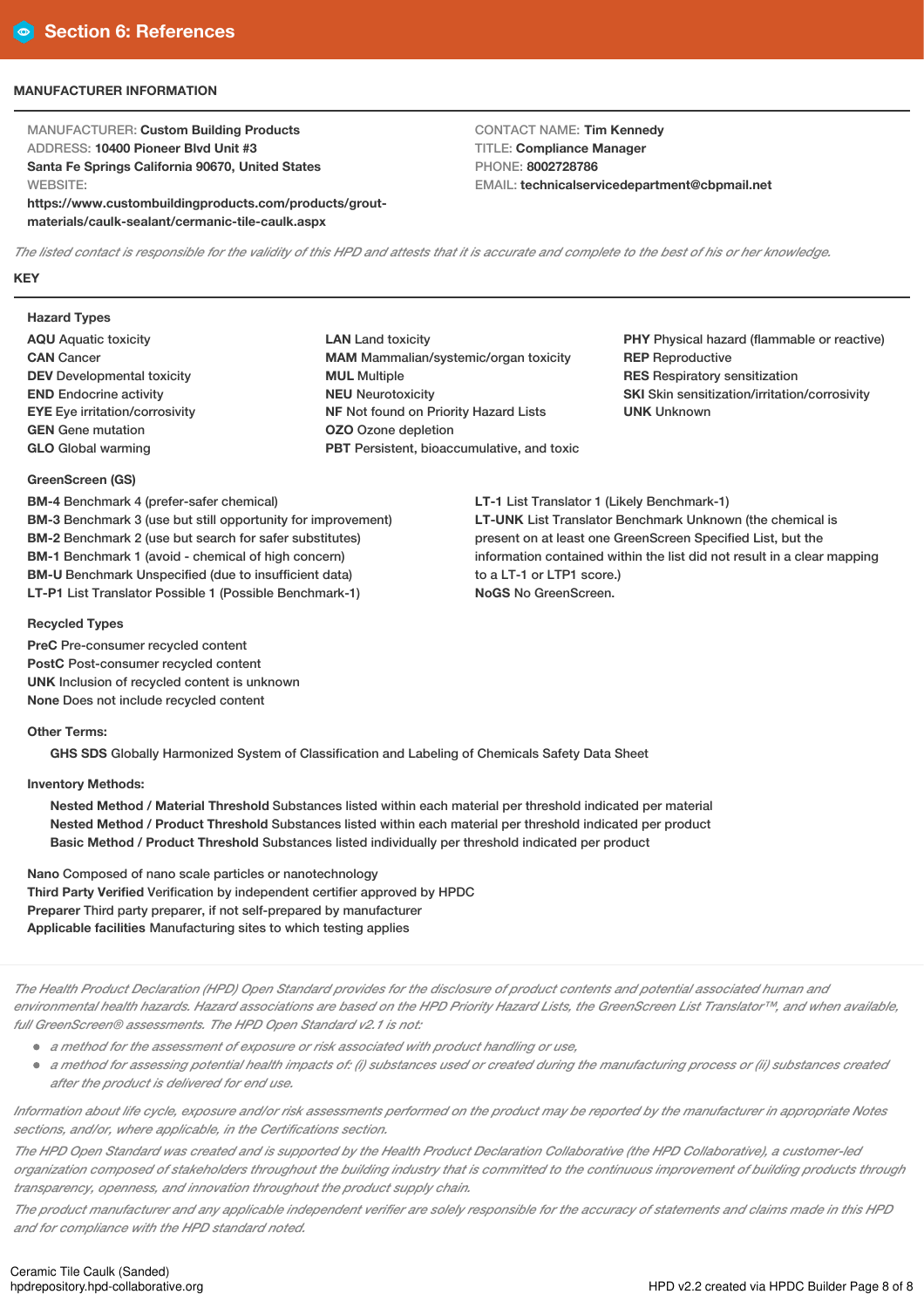## Section 6: References

### MANUFACTURER INFORMATION

MANUFACTURER: **Custom Building Products**
ADDRESS: **10400 Pioneer Blvd Unit #3**
**Santa Fe Springs California 90670, United States**
WEBSITE:
**https://www.custombuildingproducts.com/products/grout-materials/caulk-sealant/cermanic-tile-caulk.aspx**

CONTACT NAME: **Tim Kennedy**
TITLE: **Compliance Manager**
PHONE: **8002728786**
EMAIL: **technicalservicedepartment@cbpmail.net**

*The listed contact is responsible for the validity of this HPD and attests that it is accurate and complete to the best of his or her knowledge.*

### KEY

**Hazard Types**

**AQU** Aquatic toxicity
**CAN** Cancer
**DEV** Developmental toxicity
**END** Endocrine activity
**EYE** Eye irritation/corrosivity
**GEN** Gene mutation
**GLO** Global warming
**LAN** Land toxicity
**MAM** Mammalian/systemic/organ toxicity
**MUL** Multiple
**NEU** Neurotoxicity
**NF** Not found on Priority Hazard Lists
**OZO** Ozone depletion
**PBT** Persistent, bioaccumulative, and toxic
**PHY** Physical hazard (flammable or reactive)
**REP** Reproductive
**RES** Respiratory sensitization
**SKI** Skin sensitization/irritation/corrosivity
**UNK** Unknown

**GreenScreen (GS)**

**BM-4** Benchmark 4 (prefer-safer chemical)
**BM-3** Benchmark 3 (use but still opportunity for improvement)
**BM-2** Benchmark 2 (use but search for safer substitutes)
**BM-1** Benchmark 1 (avoid - chemical of high concern)
**BM-U** Benchmark Unspecified (due to insufficient data)
**LT-P1** List Translator Possible 1 (Possible Benchmark-1)
**LT-1** List Translator 1 (Likely Benchmark-1)
**LT-UNK** List Translator Benchmark Unknown (the chemical is present on at least one GreenScreen Specified List, but the information contained within the list did not result in a clear mapping to a LT-1 or LTP1 score.)
**NoGS** No GreenScreen.

**Recycled Types**

**PreC** Pre-consumer recycled content
**PostC** Post-consumer recycled content
**UNK** Inclusion of recycled content is unknown
**None** Does not include recycled content

**Other Terms:**

**GHS SDS** Globally Harmonized System of Classification and Labeling of Chemicals Safety Data Sheet

**Inventory Methods:**

**Nested Method / Material Threshold** Substances listed within each material per threshold indicated per material
**Nested Method / Product Threshold** Substances listed within each material per threshold indicated per product
**Basic Method / Product Threshold** Substances listed individually per threshold indicated per product

**Nano** Composed of nano scale particles or nanotechnology
**Third Party Verified** Verification by independent certifier approved by HPDC
**Preparer** Third party preparer, if not self-prepared by manufacturer
**Applicable facilities** Manufacturing sites to which testing applies

*The Health Product Declaration (HPD) Open Standard provides for the disclosure of product contents and potential associated human and environmental health hazards. Hazard associations are based on the HPD Priority Hazard Lists, the GreenScreen List Translator™, and when available, full GreenScreen® assessments. The HPD Open Standard v2.1 is not:*

- *a method for the assessment of exposure or risk associated with product handling or use,*
- *a method for assessing potential health impacts of: (i) substances used or created during the manufacturing process or (ii) substances created after the product is delivered for end use.*

*Information about life cycle, exposure and/or risk assessments performed on the product may be reported by the manufacturer in appropriate Notes sections, and/or, where applicable, in the Certifications section.*

*The HPD Open Standard was created and is supported by the Health Product Declaration Collaborative (the HPD Collaborative), a customer-led organization composed of stakeholders throughout the building industry that is committed to the continuous improvement of building products through transparency, openness, and innovation throughout the product supply chain.*

*The product manufacturer and any applicable independent verifier are solely responsible for the accuracy of statements and claims made in this HPD and for compliance with the HPD standard noted.*